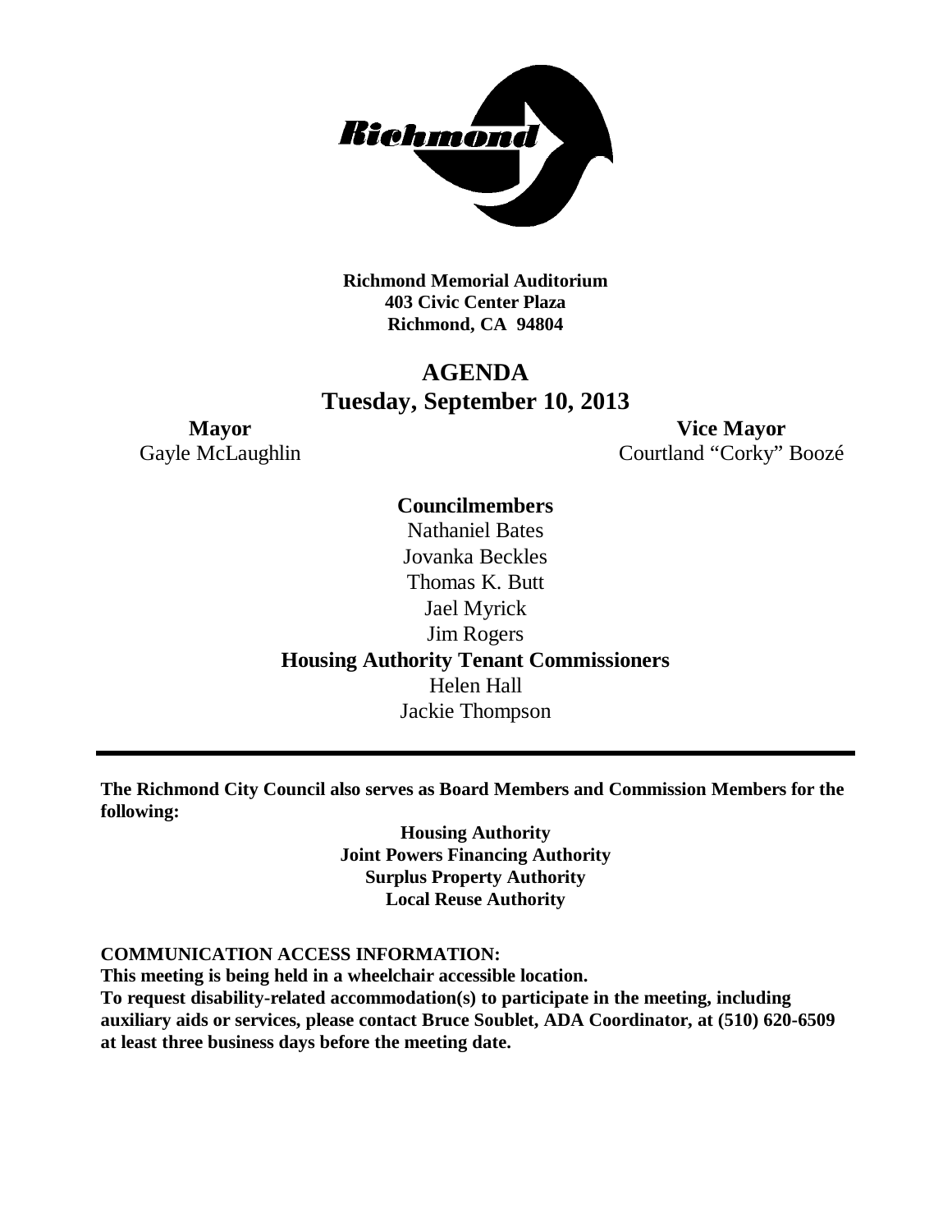**Richmond Memorial Auditorium**
**403 Civic Center Plaza**
**Richmond, CA 94804**

# AGENDA

## Tuesday, September 10, 2013

**Mayor**
Gayle McLaughlin

**Vice Mayor**
Courtland "Corky" Boozé

**Councilmembers**

Nathaniel Bates
Jovanka Beckles
Thomas K. Butt
Jael Myrick
Jim Rogers

**Housing Authority Tenant Commissioners**

Helen Hall
Jackie Thompson

---

**The Richmond City Council also serves as Board Members and Commission Members for the following:**

**Housing Authority**
**Joint Powers Financing Authority**
**Surplus Property Authority**
**Local Reuse Authority**

**COMMUNICATION ACCESS INFORMATION:**
**This meeting is being held in a wheelchair accessible location.**
**To request disability-related accommodation(s) to participate in the meeting, including auxiliary aids or services, please contact Bruce Soublet, ADA Coordinator, at (510) 620-6509 at least three business days before the meeting date.**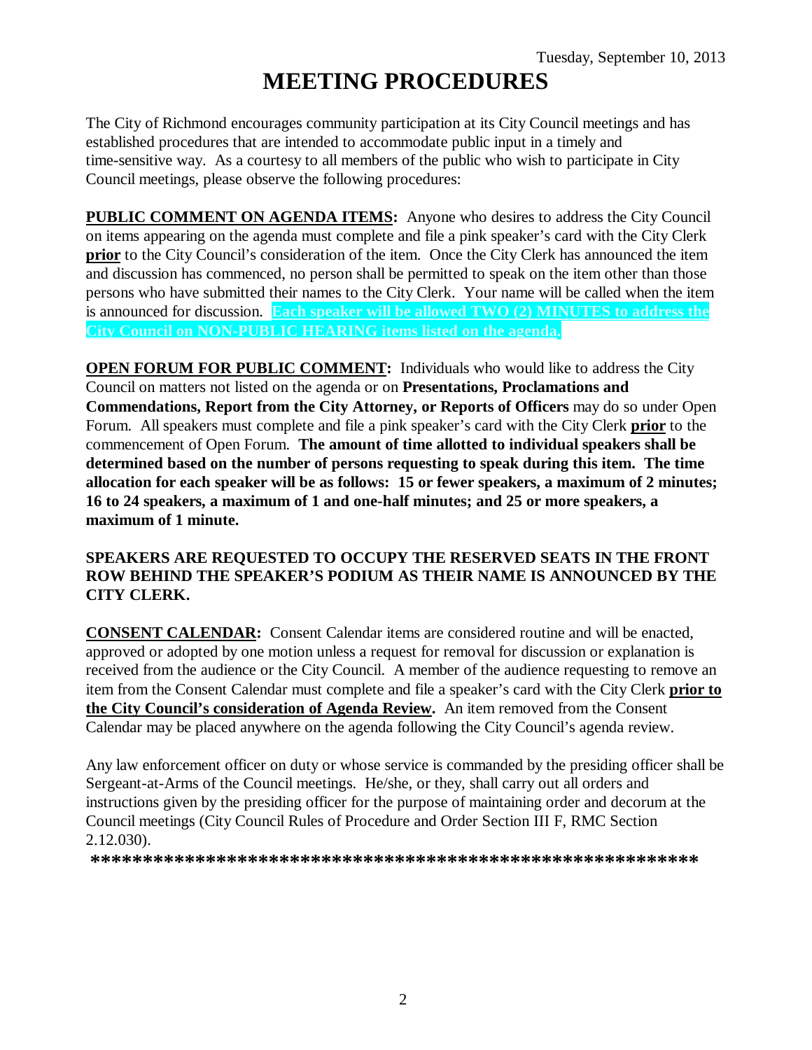Tuesday, September 10, 2013

# MEETING PROCEDURES

The City of Richmond encourages community participation at its City Council meetings and has established procedures that are intended to accommodate public input in a timely and time-sensitive way. As a courtesy to all members of the public who wish to participate in City Council meetings, please observe the following procedures:

**PUBLIC COMMENT ON AGENDA ITEMS:** Anyone who desires to address the City Council on items appearing on the agenda must complete and file a pink speaker's card with the City Clerk **prior** to the City Council's consideration of the item. Once the City Clerk has announced the item and discussion has commenced, no person shall be permitted to speak on the item other than those persons who have submitted their names to the City Clerk. Your name will be called when the item is announced for discussion. **Each speaker will be allowed TWO (2) MINUTES to address the City Council on NON-PUBLIC HEARING items listed on the agenda.**

**OPEN FORUM FOR PUBLIC COMMENT:** Individuals who would like to address the City Council on matters not listed on the agenda or on **Presentations, Proclamations and Commendations, Report from the City Attorney, or Reports of Officers** may do so under Open Forum. All speakers must complete and file a pink speaker's card with the City Clerk **prior** to the commencement of Open Forum. **The amount of time allotted to individual speakers shall be determined based on the number of persons requesting to speak during this item. The time allocation for each speaker will be as follows: 15 or fewer speakers, a maximum of 2 minutes; 16 to 24 speakers, a maximum of 1 and one-half minutes; and 25 or more speakers, a maximum of 1 minute.**

**SPEAKERS ARE REQUESTED TO OCCUPY THE RESERVED SEATS IN THE FRONT ROW BEHIND THE SPEAKER'S PODIUM AS THEIR NAME IS ANNOUNCED BY THE CITY CLERK.**

**CONSENT CALENDAR:** Consent Calendar items are considered routine and will be enacted, approved or adopted by one motion unless a request for removal for discussion or explanation is received from the audience or the City Council. A member of the audience requesting to remove an item from the Consent Calendar must complete and file a speaker's card with the City Clerk **prior to the City Council's consideration of Agenda Review.** An item removed from the Consent Calendar may be placed anywhere on the agenda following the City Council's agenda review.

Any law enforcement officer on duty or whose service is commanded by the presiding officer shall be Sergeant-at-Arms of the Council meetings. He/she, or they, shall carry out all orders and instructions given by the presiding officer for the purpose of maintaining order and decorum at the Council meetings (City Council Rules of Procedure and Order Section III F, RMC Section 2.12.030).

**\*\*\*\*\*\*\*\*\*\*\*\*\*\*\*\*\*\*\*\*\*\*\*\*\*\*\*\*\*\*\*\*\*\*\*\*\*\*\*\*\*\*\*\*\*\*\*\*\*\*\*\*\*\*\*\*\*\*\*\***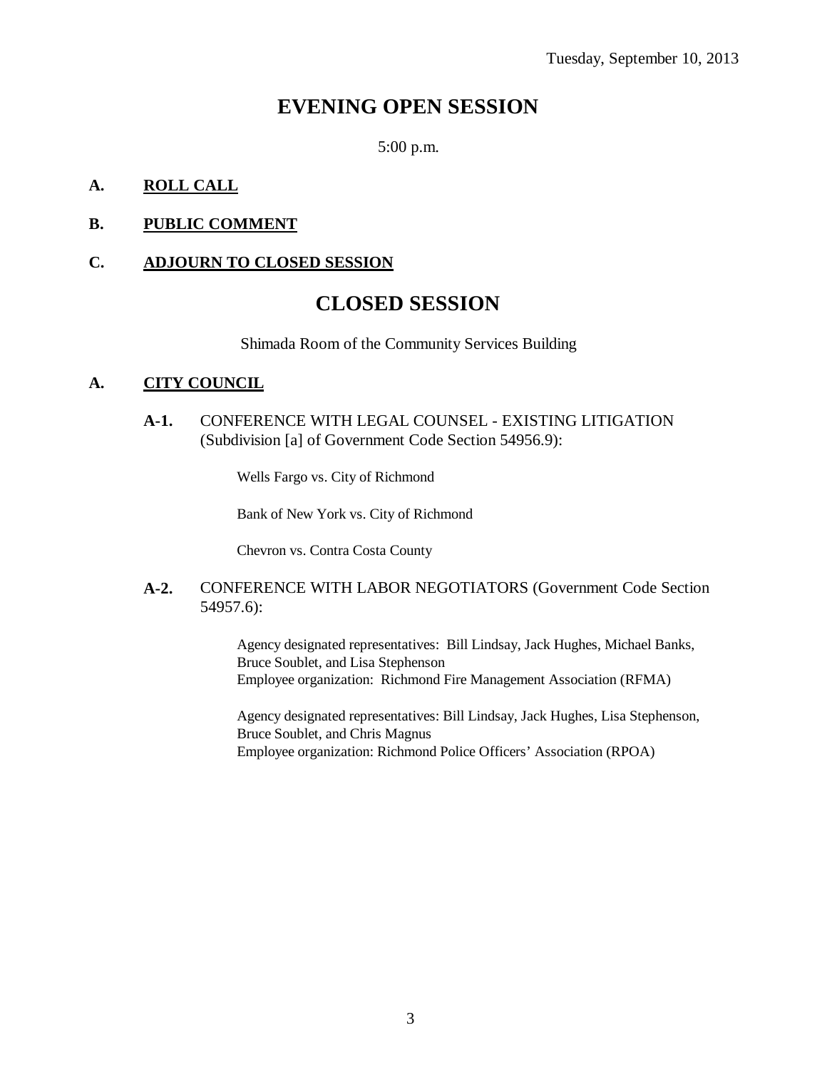Tuesday, September 10, 2013

# EVENING OPEN SESSION

5:00 p.m.

**A. ROLL CALL**

**B. PUBLIC COMMENT**

**C. ADJOURN TO CLOSED SESSION**

# CLOSED SESSION

Shimada Room of the Community Services Building

**A. CITY COUNCIL**

**A-1.** CONFERENCE WITH LEGAL COUNSEL - EXISTING LITIGATION (Subdivision [a] of Government Code Section 54956.9):

Wells Fargo vs. City of Richmond

Bank of New York vs. City of Richmond

Chevron vs. Contra Costa County

**A-2.** CONFERENCE WITH LABOR NEGOTIATORS (Government Code Section 54957.6):

Agency designated representatives: Bill Lindsay, Jack Hughes, Michael Banks, Bruce Soublet, and Lisa Stephenson
Employee organization: Richmond Fire Management Association (RFMA)

Agency designated representatives: Bill Lindsay, Jack Hughes, Lisa Stephenson, Bruce Soublet, and Chris Magnus
Employee organization: Richmond Police Officers' Association (RPOA)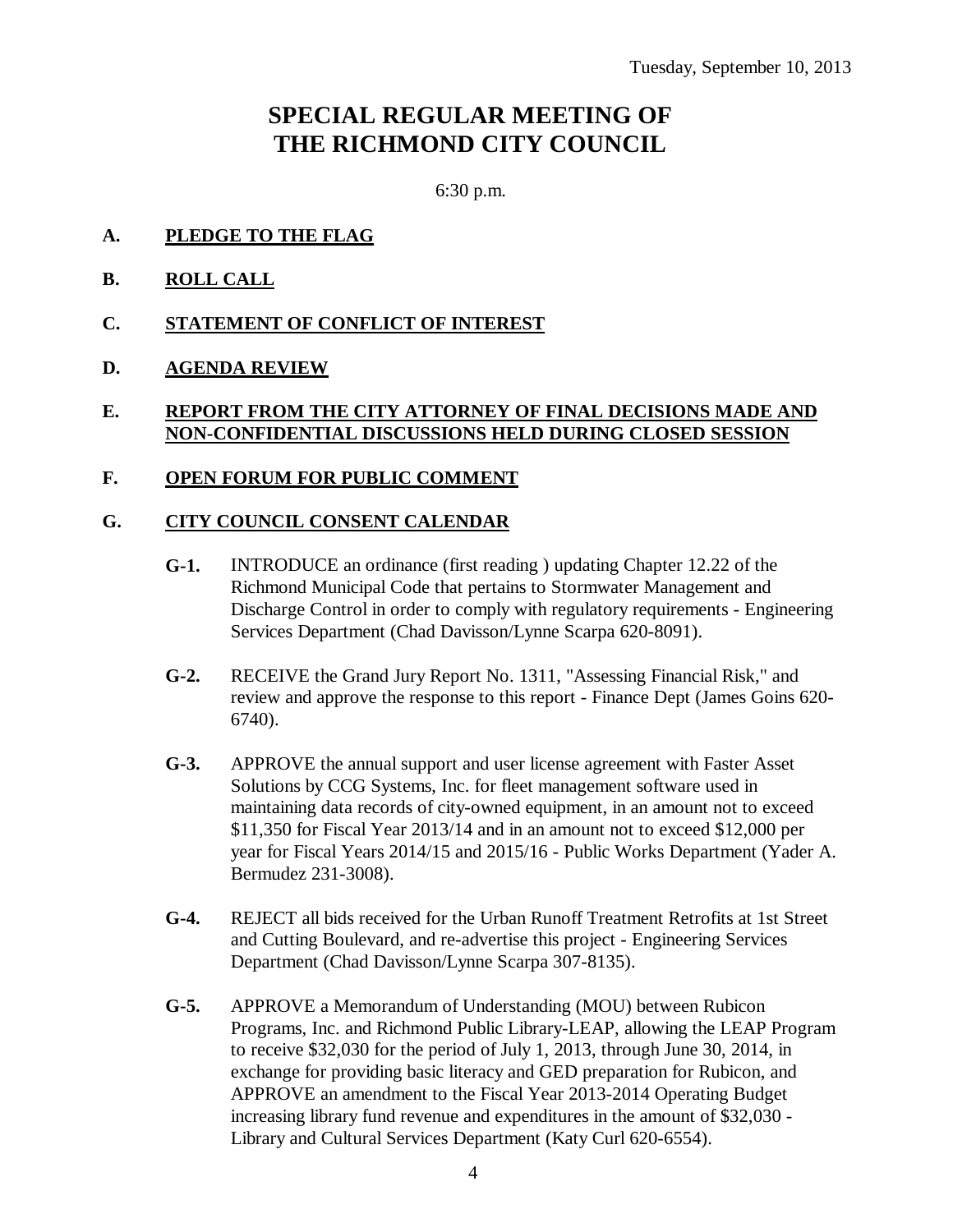Tuesday, September 10, 2013

# SPECIAL REGULAR MEETING OF THE RICHMOND CITY COUNCIL

6:30 p.m.

**A. PLEDGE TO THE FLAG**

**B. ROLL CALL**

**C. STATEMENT OF CONFLICT OF INTEREST**

**D. AGENDA REVIEW**

**E. REPORT FROM THE CITY ATTORNEY OF FINAL DECISIONS MADE AND NON-CONFIDENTIAL DISCUSSIONS HELD DURING CLOSED SESSION**

**F. OPEN FORUM FOR PUBLIC COMMENT**

**G. CITY COUNCIL CONSENT CALENDAR**

**G-1.** INTRODUCE an ordinance (first reading ) updating Chapter 12.22 of the Richmond Municipal Code that pertains to Stormwater Management and Discharge Control in order to comply with regulatory requirements - Engineering Services Department (Chad Davisson/Lynne Scarpa 620-8091).

**G-2.** RECEIVE the Grand Jury Report No. 1311, "Assessing Financial Risk," and review and approve the response to this report - Finance Dept (James Goins 620-6740).

**G-3.** APPROVE the annual support and user license agreement with Faster Asset Solutions by CCG Systems, Inc. for fleet management software used in maintaining data records of city-owned equipment, in an amount not to exceed $11,350 for Fiscal Year 2013/14 and in an amount not to exceed $12,000 per year for Fiscal Years 2014/15 and 2015/16 - Public Works Department (Yader A. Bermudez 231-3008).

**G-4.** REJECT all bids received for the Urban Runoff Treatment Retrofits at 1st Street and Cutting Boulevard, and re-advertise this project - Engineering Services Department (Chad Davisson/Lynne Scarpa 307-8135).

**G-5.** APPROVE a Memorandum of Understanding (MOU) between Rubicon Programs, Inc. and Richmond Public Library-LEAP, allowing the LEAP Program to receive $32,030 for the period of July 1, 2013, through June 30, 2014, in exchange for providing basic literacy and GED preparation for Rubicon, and APPROVE an amendment to the Fiscal Year 2013-2014 Operating Budget increasing library fund revenue and expenditures in the amount of $32,030 - Library and Cultural Services Department (Katy Curl 620-6554).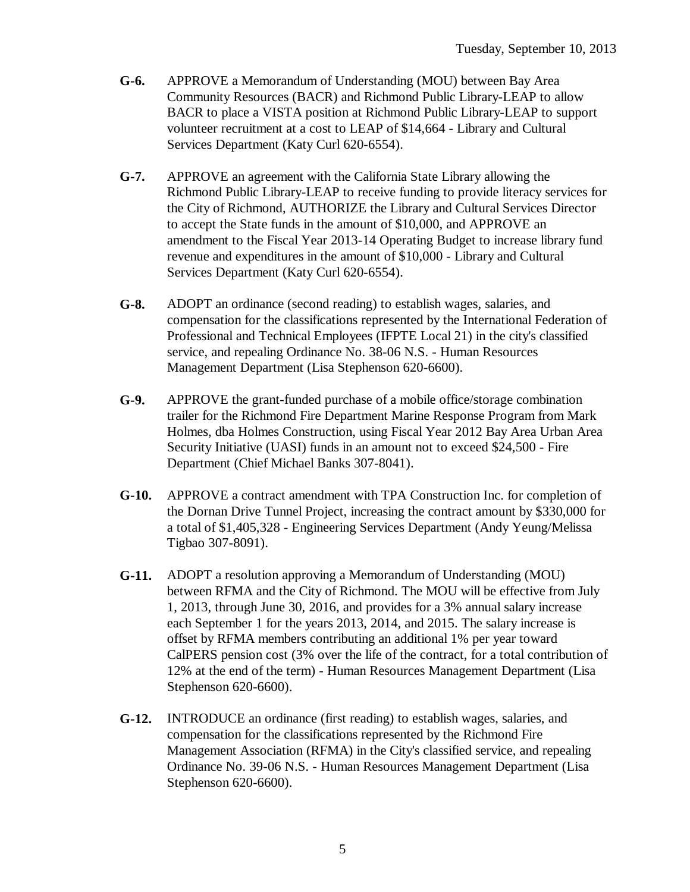**G-6.** APPROVE a Memorandum of Understanding (MOU) between Bay Area Community Resources (BACR) and Richmond Public Library-LEAP to allow BACR to place a VISTA position at Richmond Public Library-LEAP to support volunteer recruitment at a cost to LEAP of $14,664 - Library and Cultural Services Department (Katy Curl 620-6554).

**G-7.** APPROVE an agreement with the California State Library allowing the Richmond Public Library-LEAP to receive funding to provide literacy services for the City of Richmond, AUTHORIZE the Library and Cultural Services Director to accept the State funds in the amount of $10,000, and APPROVE an amendment to the Fiscal Year 2013-14 Operating Budget to increase library fund revenue and expenditures in the amount of $10,000 - Library and Cultural Services Department (Katy Curl 620-6554).

**G-8.** ADOPT an ordinance (second reading) to establish wages, salaries, and compensation for the classifications represented by the International Federation of Professional and Technical Employees (IFPTE Local 21) in the city's classified service, and repealing Ordinance No. 38-06 N.S. - Human Resources Management Department (Lisa Stephenson 620-6600).

**G-9.** APPROVE the grant-funded purchase of a mobile office/storage combination trailer for the Richmond Fire Department Marine Response Program from Mark Holmes, dba Holmes Construction, using Fiscal Year 2012 Bay Area Urban Area Security Initiative (UASI) funds in an amount not to exceed $24,500 - Fire Department (Chief Michael Banks 307-8041).

**G-10.** APPROVE a contract amendment with TPA Construction Inc. for completion of the Dornan Drive Tunnel Project, increasing the contract amount by $330,000 for a total of $1,405,328 - Engineering Services Department (Andy Yeung/Melissa Tigbao 307-8091).

**G-11.** ADOPT a resolution approving a Memorandum of Understanding (MOU) between RFMA and the City of Richmond. The MOU will be effective from July 1, 2013, through June 30, 2016, and provides for a 3% annual salary increase each September 1 for the years 2013, 2014, and 2015. The salary increase is offset by RFMA members contributing an additional 1% per year toward CalPERS pension cost (3% over the life of the contract, for a total contribution of 12% at the end of the term) - Human Resources Management Department (Lisa Stephenson 620-6600).

**G-12.** INTRODUCE an ordinance (first reading) to establish wages, salaries, and compensation for the classifications represented by the Richmond Fire Management Association (RFMA) in the City's classified service, and repealing Ordinance No. 39-06 N.S. - Human Resources Management Department (Lisa Stephenson 620-6600).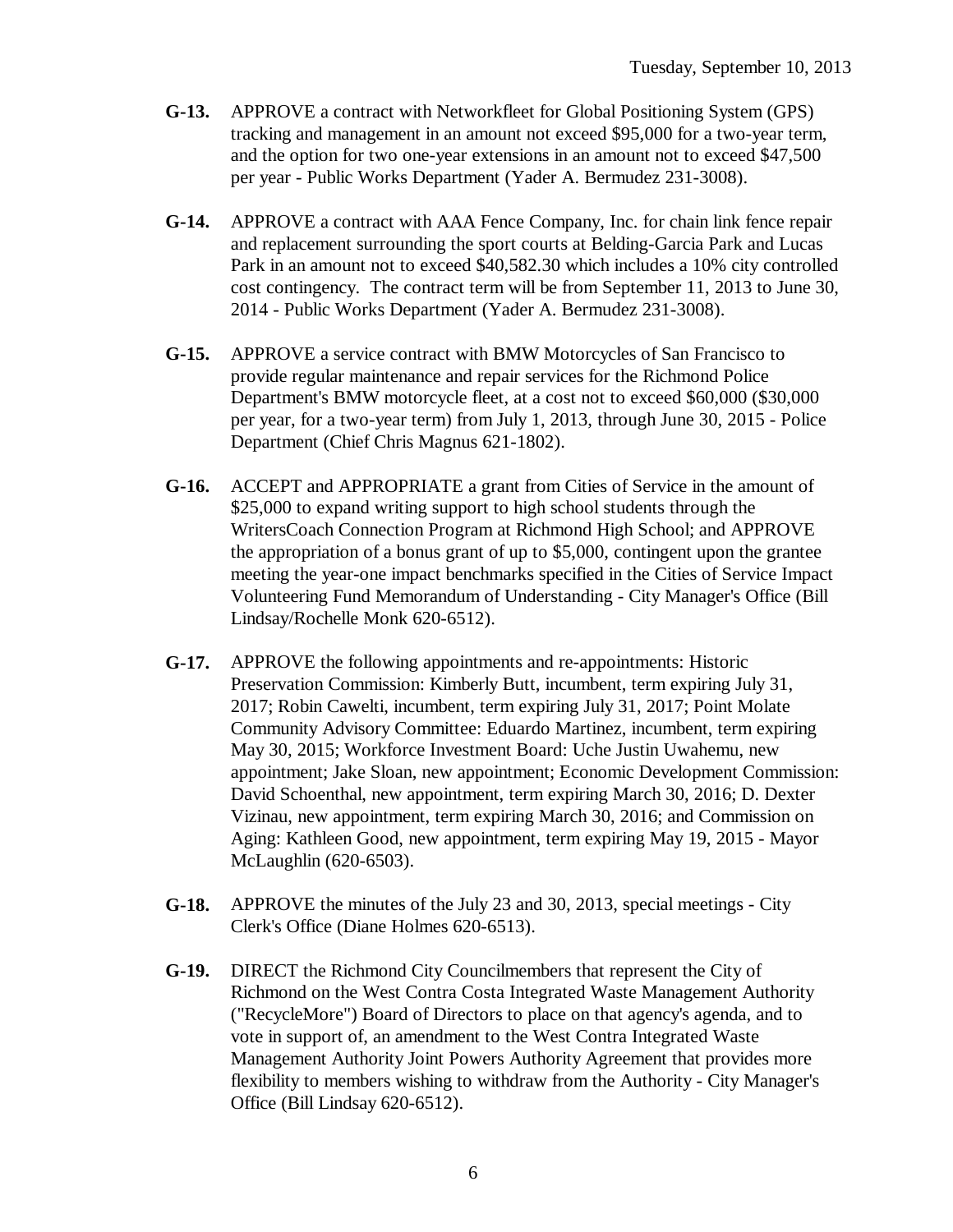**G-13.** APPROVE a contract with Networkfleet for Global Positioning System (GPS) tracking and management in an amount not exceed $95,000 for a two-year term, and the option for two one-year extensions in an amount not to exceed $47,500 per year - Public Works Department (Yader A. Bermudez 231-3008).

**G-14.** APPROVE a contract with AAA Fence Company, Inc. for chain link fence repair and replacement surrounding the sport courts at Belding-Garcia Park and Lucas Park in an amount not to exceed $40,582.30 which includes a 10% city controlled cost contingency. The contract term will be from September 11, 2013 to June 30, 2014 - Public Works Department (Yader A. Bermudez 231-3008).

**G-15.** APPROVE a service contract with BMW Motorcycles of San Francisco to provide regular maintenance and repair services for the Richmond Police Department's BMW motorcycle fleet, at a cost not to exceed $60,000 ($30,000 per year, for a two-year term) from July 1, 2013, through June 30, 2015 - Police Department (Chief Chris Magnus 621-1802).

**G-16.** ACCEPT and APPROPRIATE a grant from Cities of Service in the amount of $25,000 to expand writing support to high school students through the WritersCoach Connection Program at Richmond High School; and APPROVE the appropriation of a bonus grant of up to $5,000, contingent upon the grantee meeting the year-one impact benchmarks specified in the Cities of Service Impact Volunteering Fund Memorandum of Understanding - City Manager's Office (Bill Lindsay/Rochelle Monk 620-6512).

**G-17.** APPROVE the following appointments and re-appointments: Historic Preservation Commission: Kimberly Butt, incumbent, term expiring July 31, 2017; Robin Cawelti, incumbent, term expiring July 31, 2017; Point Molate Community Advisory Committee: Eduardo Martinez, incumbent, term expiring May 30, 2015; Workforce Investment Board: Uche Justin Uwahemu, new appointment; Jake Sloan, new appointment; Economic Development Commission: David Schoenthal, new appointment, term expiring March 30, 2016; D. Dexter Vizinau, new appointment, term expiring March 30, 2016; and Commission on Aging: Kathleen Good, new appointment, term expiring May 19, 2015 - Mayor McLaughlin (620-6503).

**G-18.** APPROVE the minutes of the July 23 and 30, 2013, special meetings - City Clerk's Office (Diane Holmes 620-6513).

**G-19.** DIRECT the Richmond City Councilmembers that represent the City of Richmond on the West Contra Costa Integrated Waste Management Authority ("RecycleMore") Board of Directors to place on that agency's agenda, and to vote in support of, an amendment to the West Contra Integrated Waste Management Authority Joint Powers Authority Agreement that provides more flexibility to members wishing to withdraw from the Authority - City Manager's Office (Bill Lindsay 620-6512).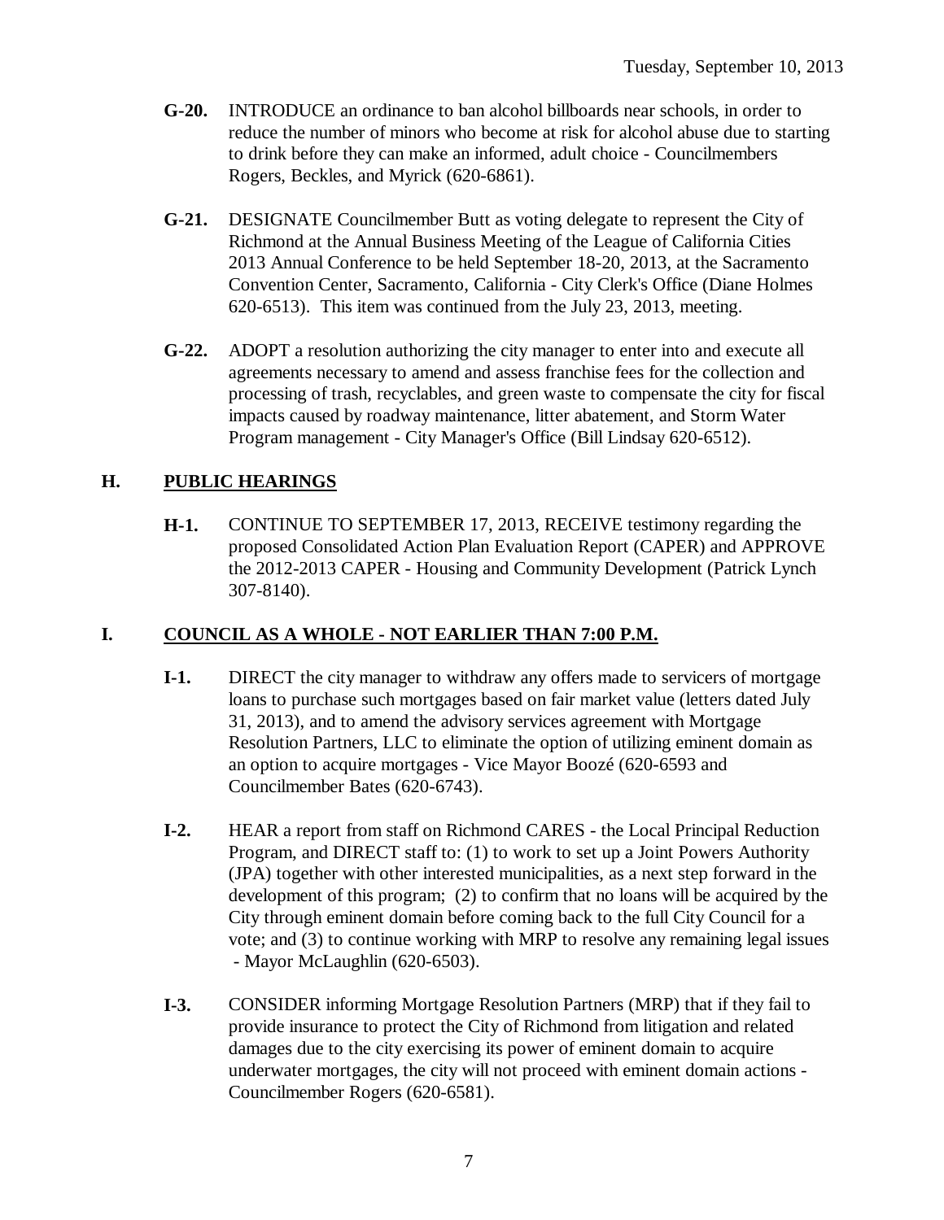- **G-20.** INTRODUCE an ordinance to ban alcohol billboards near schools, in order to reduce the number of minors who become at risk for alcohol abuse due to starting to drink before they can make an informed, adult choice - Councilmembers Rogers, Beckles, and Myrick (620-6861).

- **G-21.** DESIGNATE Councilmember Butt as voting delegate to represent the City of Richmond at the Annual Business Meeting of the League of California Cities 2013 Annual Conference to be held September 18-20, 2013, at the Sacramento Convention Center, Sacramento, California - City Clerk's Office (Diane Holmes 620-6513). This item was continued from the July 23, 2013, meeting.

- **G-22.** ADOPT a resolution authorizing the city manager to enter into and execute all agreements necessary to amend and assess franchise fees for the collection and processing of trash, recyclables, and green waste to compensate the city for fiscal impacts caused by roadway maintenance, litter abatement, and Storm Water Program management - City Manager's Office (Bill Lindsay 620-6512).

## H. PUBLIC HEARINGS

- **H-1.** CONTINUE TO SEPTEMBER 17, 2013, RECEIVE testimony regarding the proposed Consolidated Action Plan Evaluation Report (CAPER) and APPROVE the 2012-2013 CAPER - Housing and Community Development (Patrick Lynch 307-8140).

## I. COUNCIL AS A WHOLE - NOT EARLIER THAN 7:00 P.M.

- **I-1.** DIRECT the city manager to withdraw any offers made to servicers of mortgage loans to purchase such mortgages based on fair market value (letters dated July 31, 2013), and to amend the advisory services agreement with Mortgage Resolution Partners, LLC to eliminate the option of utilizing eminent domain as an option to acquire mortgages - Vice Mayor Boozé (620-6593 and Councilmember Bates (620-6743).

- **I-2.** HEAR a report from staff on Richmond CARES - the Local Principal Reduction Program, and DIRECT staff to: (1) to work to set up a Joint Powers Authority (JPA) together with other interested municipalities, as a next step forward in the development of this program; (2) to confirm that no loans will be acquired by the City through eminent domain before coming back to the full City Council for a vote; and (3) to continue working with MRP to resolve any remaining legal issues - Mayor McLaughlin (620-6503).

- **I-3.** CONSIDER informing Mortgage Resolution Partners (MRP) that if they fail to provide insurance to protect the City of Richmond from litigation and related damages due to the city exercising its power of eminent domain to acquire underwater mortgages, the city will not proceed with eminent domain actions - Councilmember Rogers (620-6581).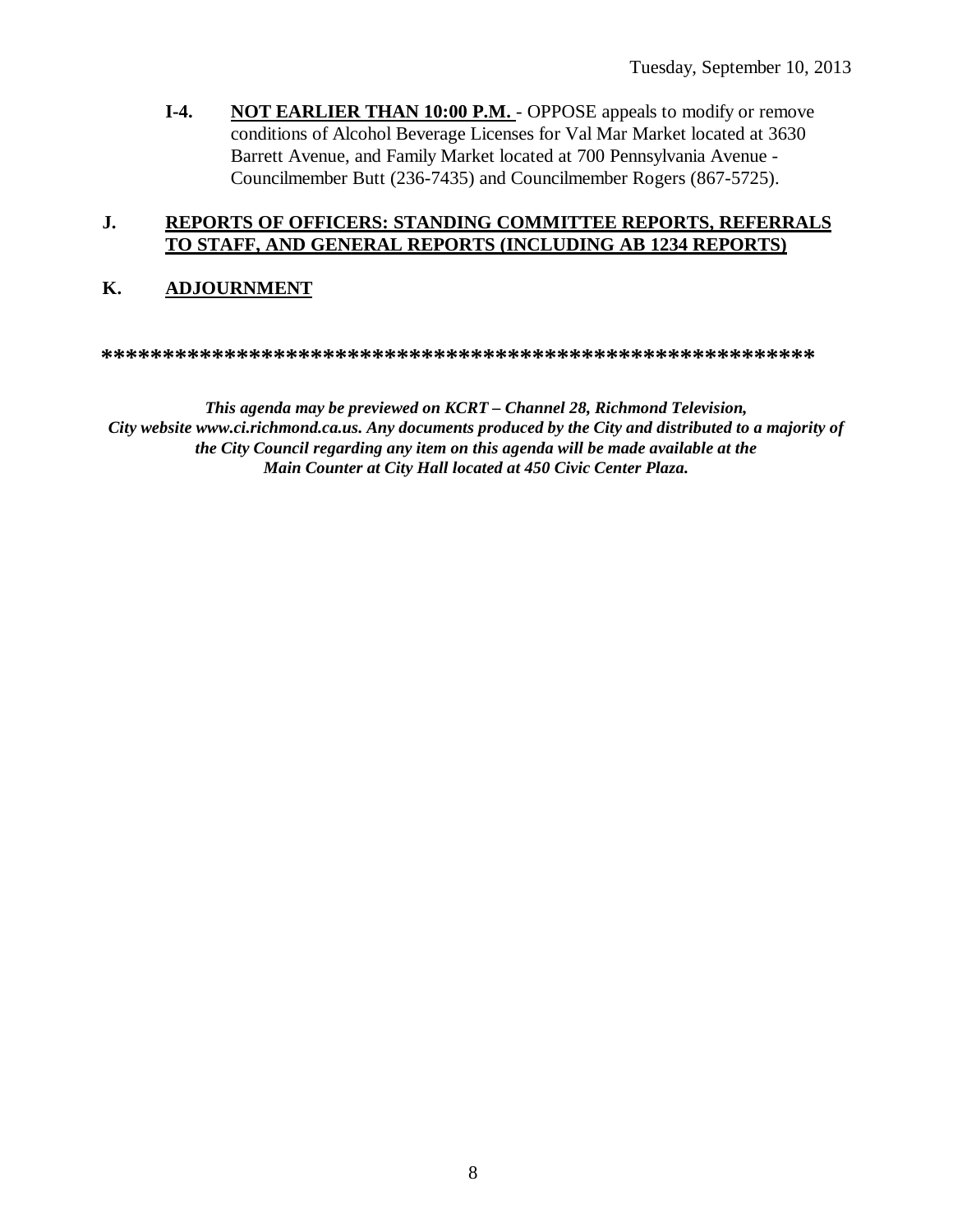**I-4.** **NOT EARLIER THAN 10:00 P.M.** - OPPOSE appeals to modify or remove conditions of Alcohol Beverage Licenses for Val Mar Market located at 3630 Barrett Avenue, and Family Market located at 700 Pennsylvania Avenue - Councilmember Butt (236-7435) and Councilmember Rogers (867-5725).

## J. REPORTS OF OFFICERS: STANDING COMMITTEE REPORTS, REFERRALS TO STAFF, AND GENERAL REPORTS (INCLUDING AB 1234 REPORTS)

## K. ADJOURNMENT

*********************************************************

***This agenda may be previewed on KCRT – Channel 28, Richmond Television, City website www.ci.richmond.ca.us. Any documents produced by the City and distributed to a majority of the City Council regarding any item on this agenda will be made available at the Main Counter at City Hall located at 450 Civic Center Plaza.***